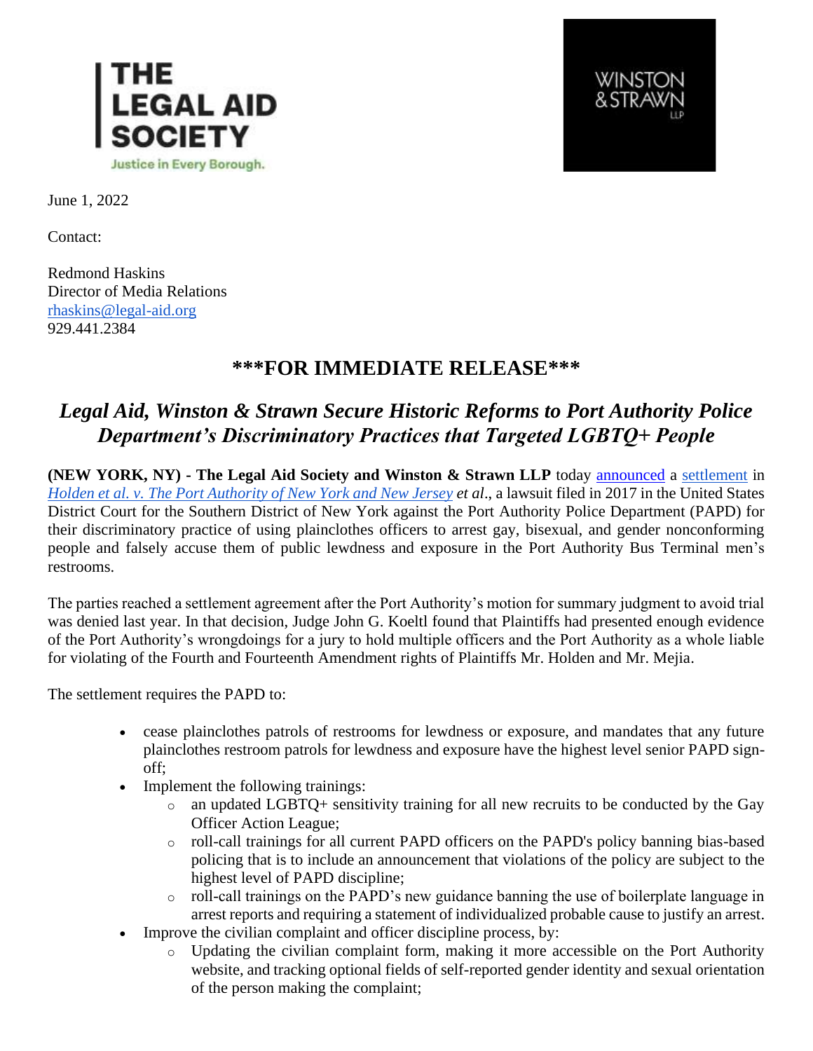THE LEGAL AID SOCIETY
Justice in Every Borough.

WINSTON & STRAWN LLP

June 1, 2022

Contact:

Redmond Haskins
Director of Media Relations
rhaskins@legal-aid.org
929.441.2384

## ***FOR IMMEDIATE RELEASE***

# *Legal Aid, Winston & Strawn Secure Historic Reforms to Port Authority Police Department's Discriminatory Practices that Targeted LGBTQ+ People*

**(NEW YORK, NY) - The Legal Aid Society and Winston & Strawn LLP** today announced a settlement in *Holden et al. v. The Port Authority of New York and New Jersey et al*., a lawsuit filed in 2017 in the United States District Court for the Southern District of New York against the Port Authority Police Department (PAPD) for their discriminatory practice of using plainclothes officers to arrest gay, bisexual, and gender nonconforming people and falsely accuse them of public lewdness and exposure in the Port Authority Bus Terminal men's restrooms.

The parties reached a settlement agreement after the Port Authority's motion for summary judgment to avoid trial was denied last year. In that decision, Judge John G. Koeltl found that Plaintiffs had presented enough evidence of the Port Authority's wrongdoings for a jury to hold multiple officers and the Port Authority as a whole liable for violating of the Fourth and Fourteenth Amendment rights of Plaintiffs Mr. Holden and Mr. Mejia.

The settlement requires the PAPD to:

- cease plainclothes patrols of restrooms for lewdness or exposure, and mandates that any future plainclothes restroom patrols for lewdness and exposure have the highest level senior PAPD sign-off;
- Implement the following trainings:
  - an updated LGBTQ+ sensitivity training for all new recruits to be conducted by the Gay Officer Action League;
  - roll-call trainings for all current PAPD officers on the PAPD's policy banning bias-based policing that is to include an announcement that violations of the policy are subject to the highest level of PAPD discipline;
  - roll-call trainings on the PAPD's new guidance banning the use of boilerplate language in arrest reports and requiring a statement of individualized probable cause to justify an arrest.
- Improve the civilian complaint and officer discipline process, by:
  - Updating the civilian complaint form, making it more accessible on the Port Authority website, and tracking optional fields of self-reported gender identity and sexual orientation of the person making the complaint;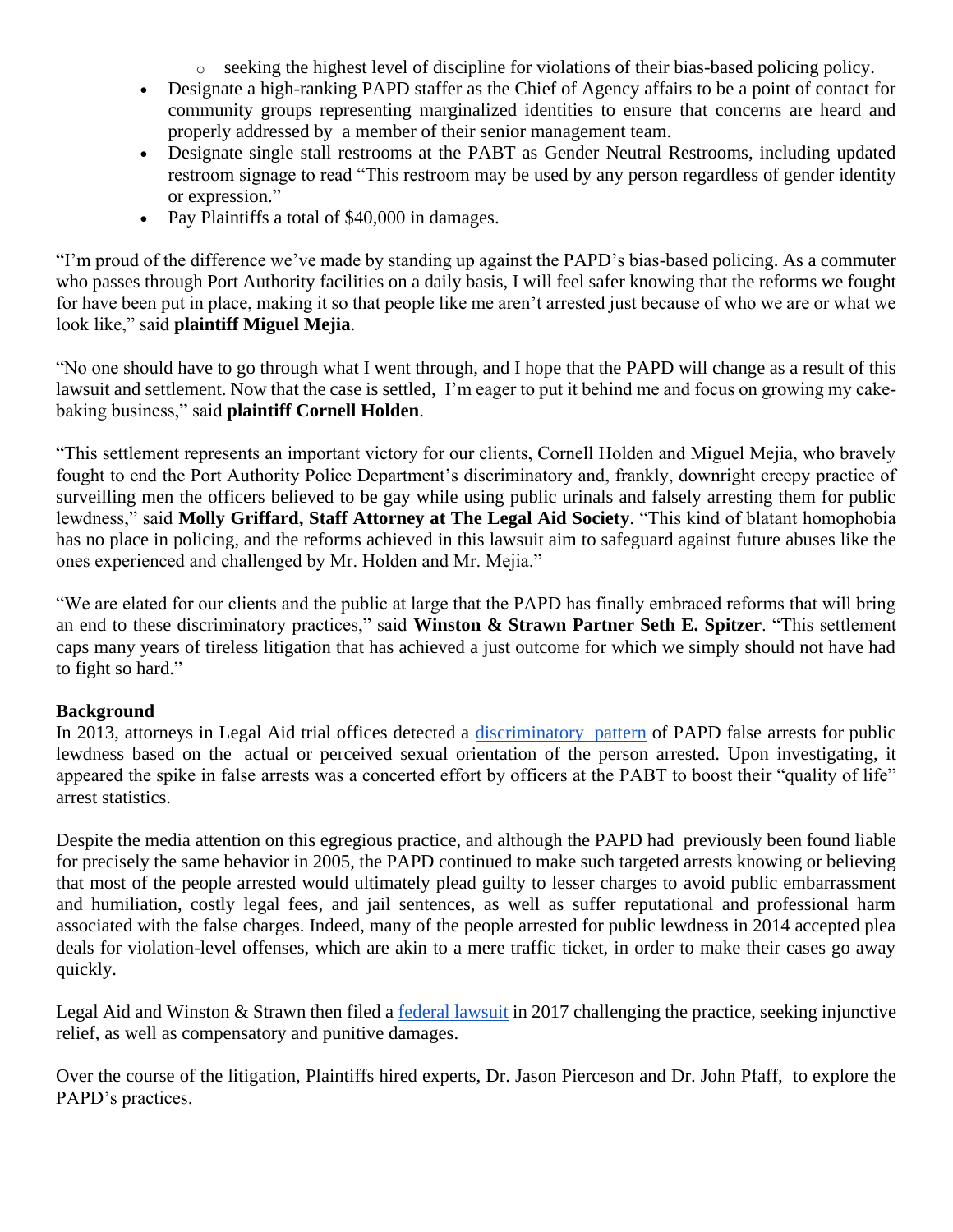- seeking the highest level of discipline for violations of their bias-based policing policy.
- Designate a high-ranking PAPD staffer as the Chief of Agency affairs to be a point of contact for community groups representing marginalized identities to ensure that concerns are heard and properly addressed by a member of their senior management team.
- Designate single stall restrooms at the PABT as Gender Neutral Restrooms, including updated restroom signage to read "This restroom may be used by any person regardless of gender identity or expression."
- Pay Plaintiffs a total of $40,000 in damages.

"I'm proud of the difference we've made by standing up against the PAPD's bias-based policing. As a commuter who passes through Port Authority facilities on a daily basis, I will feel safer knowing that the reforms we fought for have been put in place, making it so that people like me aren't arrested just because of who we are or what we look like," said **plaintiff Miguel Mejia**.

"No one should have to go through what I went through, and I hope that the PAPD will change as a result of this lawsuit and settlement. Now that the case is settled, I'm eager to put it behind me and focus on growing my cake-baking business," said **plaintiff Cornell Holden**.

"This settlement represents an important victory for our clients, Cornell Holden and Miguel Mejia, who bravely fought to end the Port Authority Police Department's discriminatory and, frankly, downright creepy practice of surveilling men the officers believed to be gay while using public urinals and falsely arresting them for public lewdness," said **Molly Griffard, Staff Attorney at The Legal Aid Society**. "This kind of blatant homophobia has no place in policing, and the reforms achieved in this lawsuit aim to safeguard against future abuses like the ones experienced and challenged by Mr. Holden and Mr. Mejia."

"We are elated for our clients and the public at large that the PAPD has finally embraced reforms that will bring an end to these discriminatory practices," said **Winston & Strawn Partner Seth E. Spitzer**. "This settlement caps many years of tireless litigation that has achieved a just outcome for which we simply should not have had to fight so hard."

**Background**

In 2013, attorneys in Legal Aid trial offices detected a discriminatory pattern of PAPD false arrests for public lewdness based on the actual or perceived sexual orientation of the person arrested. Upon investigating, it appeared the spike in false arrests was a concerted effort by officers at the PABT to boost their "quality of life" arrest statistics.

Despite the media attention on this egregious practice, and although the PAPD had previously been found liable for precisely the same behavior in 2005, the PAPD continued to make such targeted arrests knowing or believing that most of the people arrested would ultimately plead guilty to lesser charges to avoid public embarrassment and humiliation, costly legal fees, and jail sentences, as well as suffer reputational and professional harm associated with the false charges. Indeed, many of the people arrested for public lewdness in 2014 accepted plea deals for violation-level offenses, which are akin to a mere traffic ticket, in order to make their cases go away quickly.

Legal Aid and Winston & Strawn then filed a federal lawsuit in 2017 challenging the practice, seeking injunctive relief, as well as compensatory and punitive damages.

Over the course of the litigation, Plaintiffs hired experts, Dr. Jason Pierceson and Dr. John Pfaff, to explore the PAPD's practices.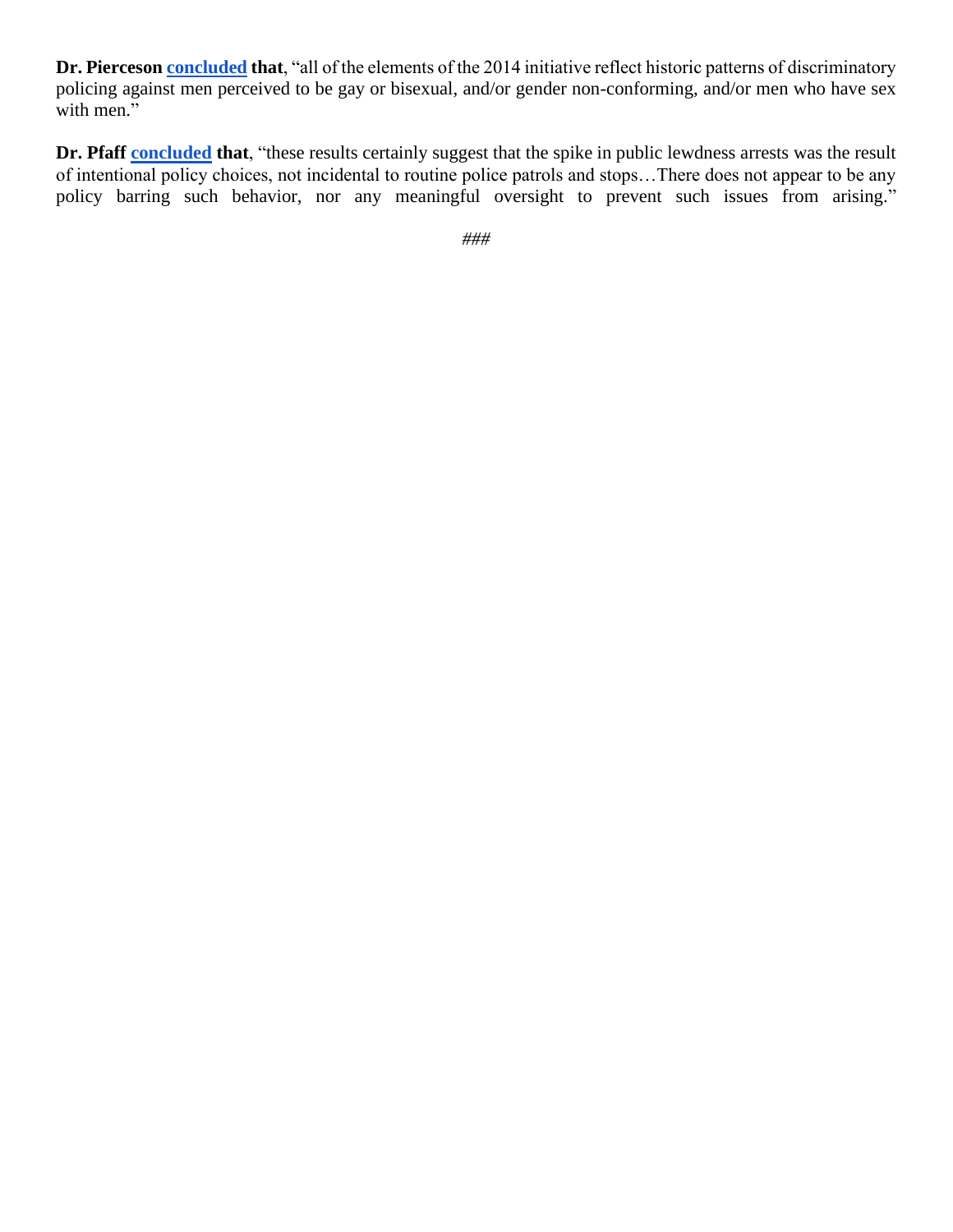**Dr. Pierceson concluded that**, "all of the elements of the 2014 initiative reflect historic patterns of discriminatory policing against men perceived to be gay or bisexual, and/or gender non-conforming, and/or men who have sex with men."

**Dr. Pfaff concluded that**, "these results certainly suggest that the spike in public lewdness arrests was the result of intentional policy choices, not incidental to routine police patrols and stops…There does not appear to be any policy barring such behavior, nor any meaningful oversight to prevent such issues from arising."

###